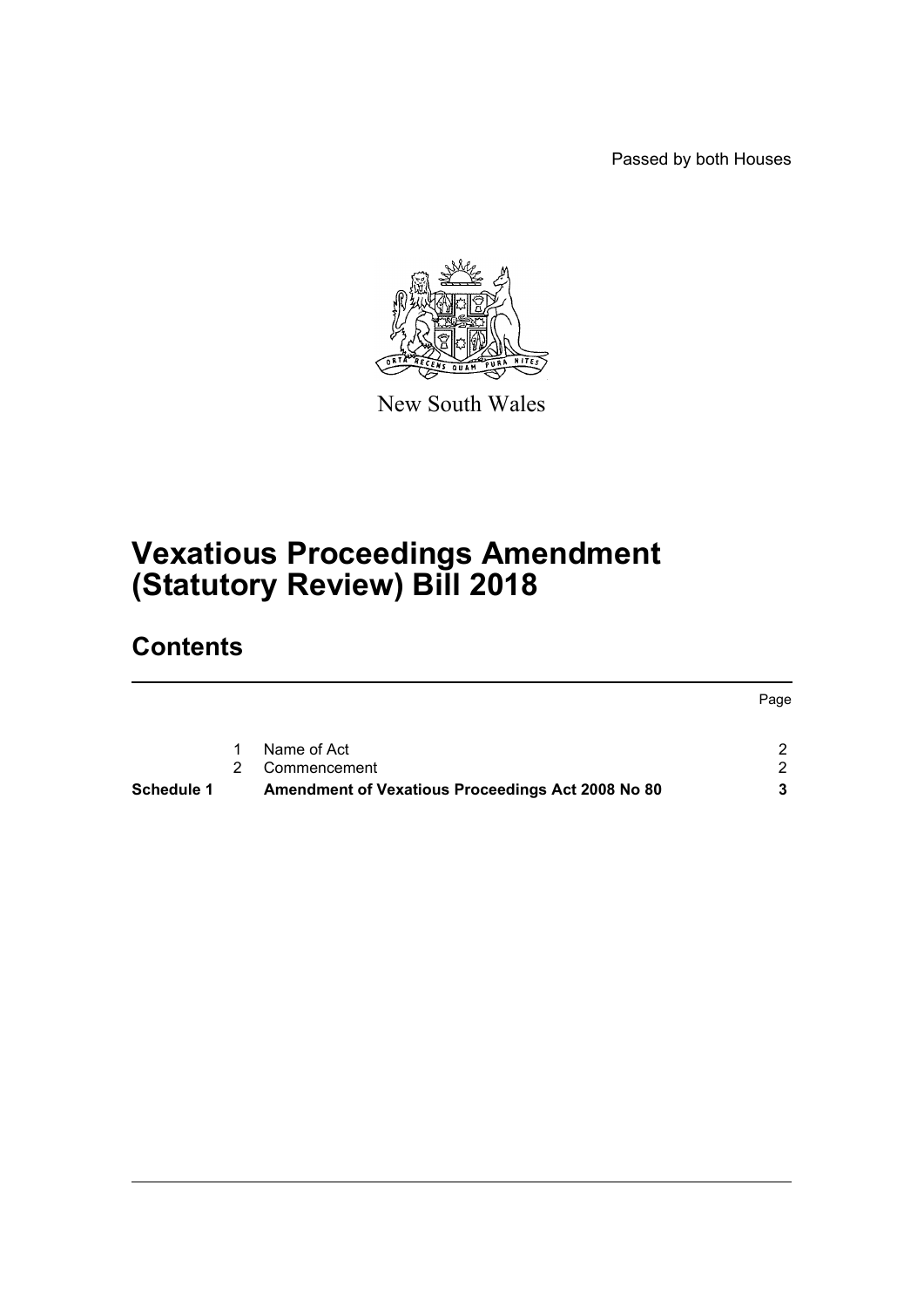Passed by both Houses

New South Wales

# Vexatious Proceedings Amendment (Statutory Review) Bill 2018

## Contents

| | | | Page |
|---|---|---|---|
| | 1 | Name of Act | 2 |
| | 2 | Commencement | 2 |
| **Schedule 1** | | **Amendment of Vexatious Proceedings Act 2008 No 80** | **3** |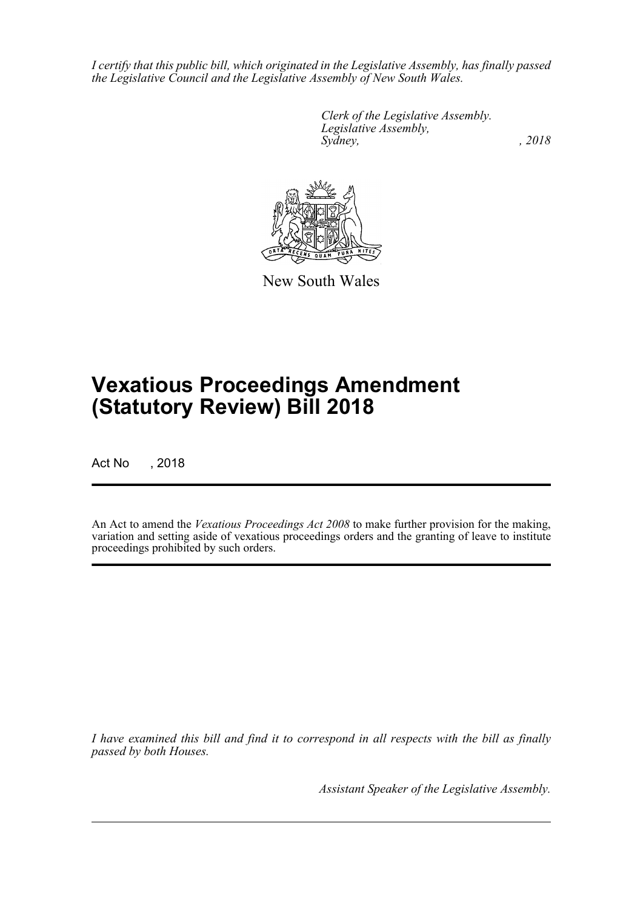*I certify that this public bill, which originated in the Legislative Assembly, has finally passed the Legislative Council and the Legislative Assembly of New South Wales.*

*Clerk of the Legislative Assembly.*
*Legislative Assembly,*
*Sydney,                , 2018*

New South Wales

# Vexatious Proceedings Amendment (Statutory Review) Bill 2018

Act No      , 2018

An Act to amend the *Vexatious Proceedings Act 2008* to make further provision for the making, variation and setting aside of vexatious proceedings orders and the granting of leave to institute proceedings prohibited by such orders.

*I have examined this bill and find it to correspond in all respects with the bill as finally passed by both Houses.*

*Assistant Speaker of the Legislative Assembly.*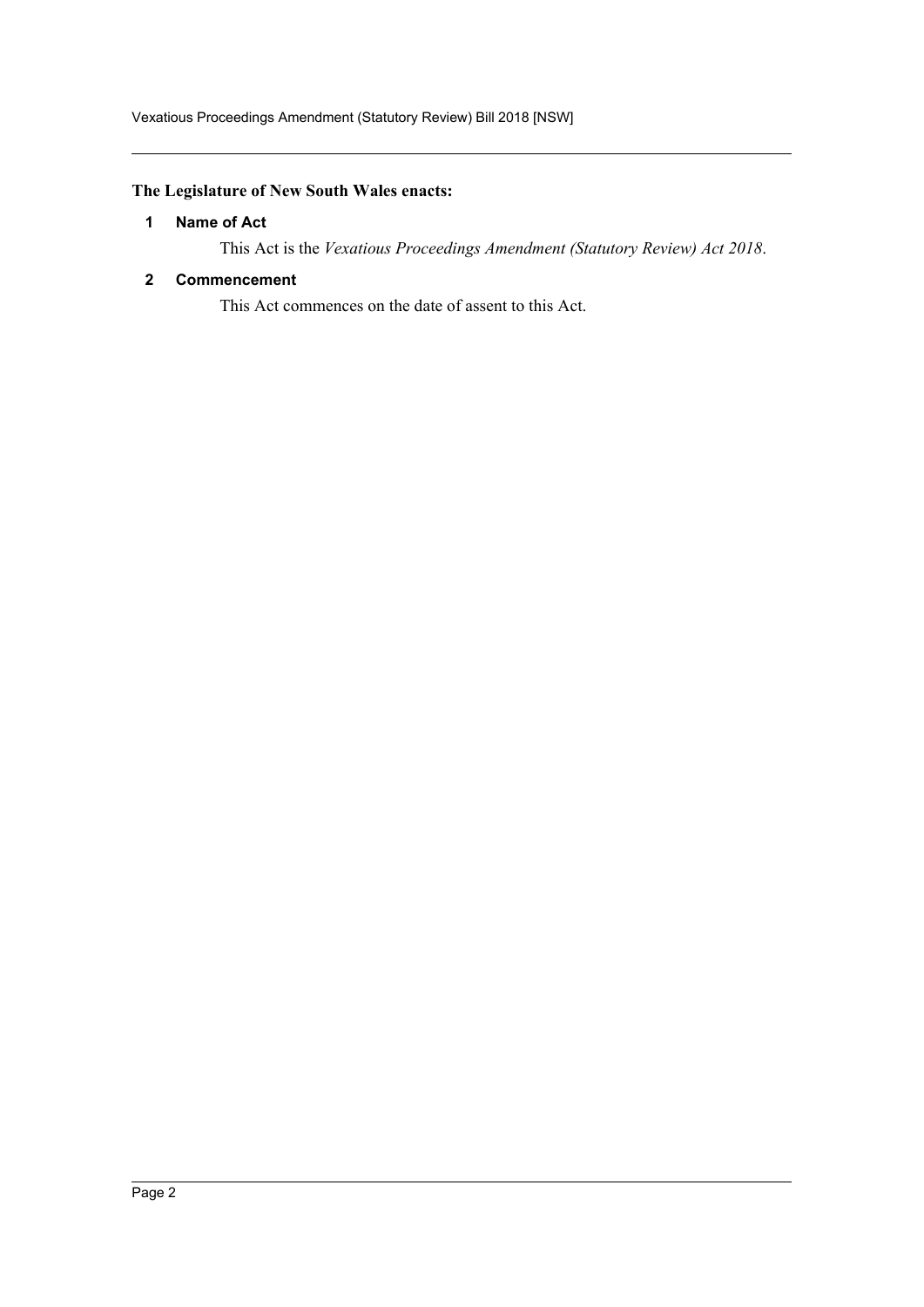**The Legislature of New South Wales enacts:**

### 1 Name of Act

This Act is the *Vexatious Proceedings Amendment (Statutory Review) Act 2018*.

### 2 Commencement

This Act commences on the date of assent to this Act.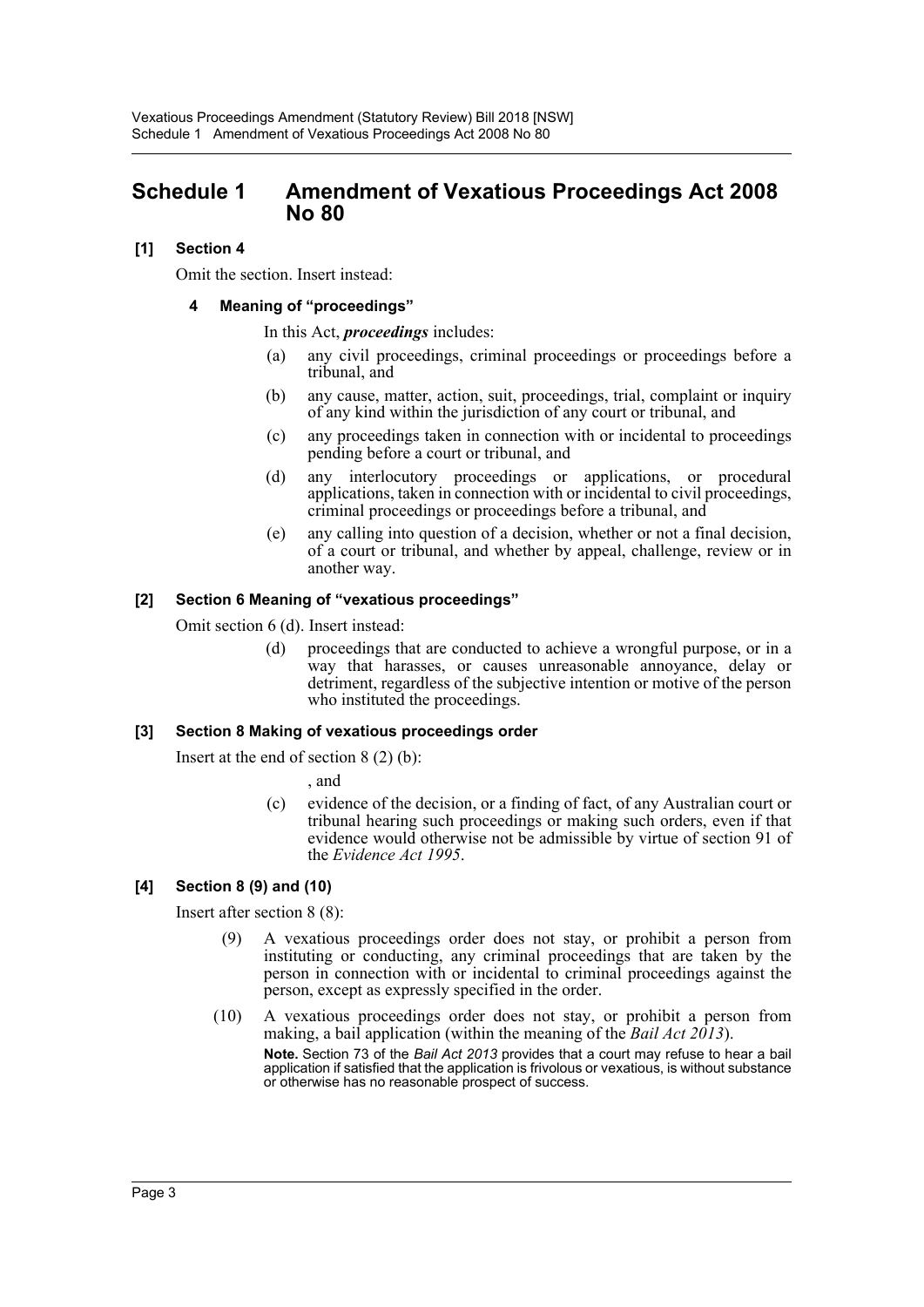# Schedule 1 Amendment of Vexatious Proceedings Act 2008 No 80

### [1] Section 4

Omit the section. Insert instead:

#### 4 Meaning of "proceedings"

In this Act, ***proceedings*** includes:

(a) any civil proceedings, criminal proceedings or proceedings before a tribunal, and

(b) any cause, matter, action, suit, proceedings, trial, complaint or inquiry of any kind within the jurisdiction of any court or tribunal, and

(c) any proceedings taken in connection with or incidental to proceedings pending before a court or tribunal, and

(d) any interlocutory proceedings or applications, or procedural applications, taken in connection with or incidental to civil proceedings, criminal proceedings or proceedings before a tribunal, and

(e) any calling into question of a decision, whether or not a final decision, of a court or tribunal, and whether by appeal, challenge, review or in another way.

### [2] Section 6 Meaning of "vexatious proceedings"

Omit section 6 (d). Insert instead:

(d) proceedings that are conducted to achieve a wrongful purpose, or in a way that harasses, or causes unreasonable annoyance, delay or detriment, regardless of the subjective intention or motive of the person who instituted the proceedings.

### [3] Section 8 Making of vexatious proceedings order

Insert at the end of section 8 (2) (b):

, and

(c) evidence of the decision, or a finding of fact, of any Australian court or tribunal hearing such proceedings or making such orders, even if that evidence would otherwise not be admissible by virtue of section 91 of the *Evidence Act 1995*.

### [4] Section 8 (9) and (10)

Insert after section 8 (8):

(9) A vexatious proceedings order does not stay, or prohibit a person from instituting or conducting, any criminal proceedings that are taken by the person in connection with or incidental to criminal proceedings against the person, except as expressly specified in the order.

(10) A vexatious proceedings order does not stay, or prohibit a person from making, a bail application (within the meaning of the *Bail Act 2013*).

**Note.** Section 73 of the *Bail Act 2013* provides that a court may refuse to hear a bail application if satisfied that the application is frivolous or vexatious, is without substance or otherwise has no reasonable prospect of success.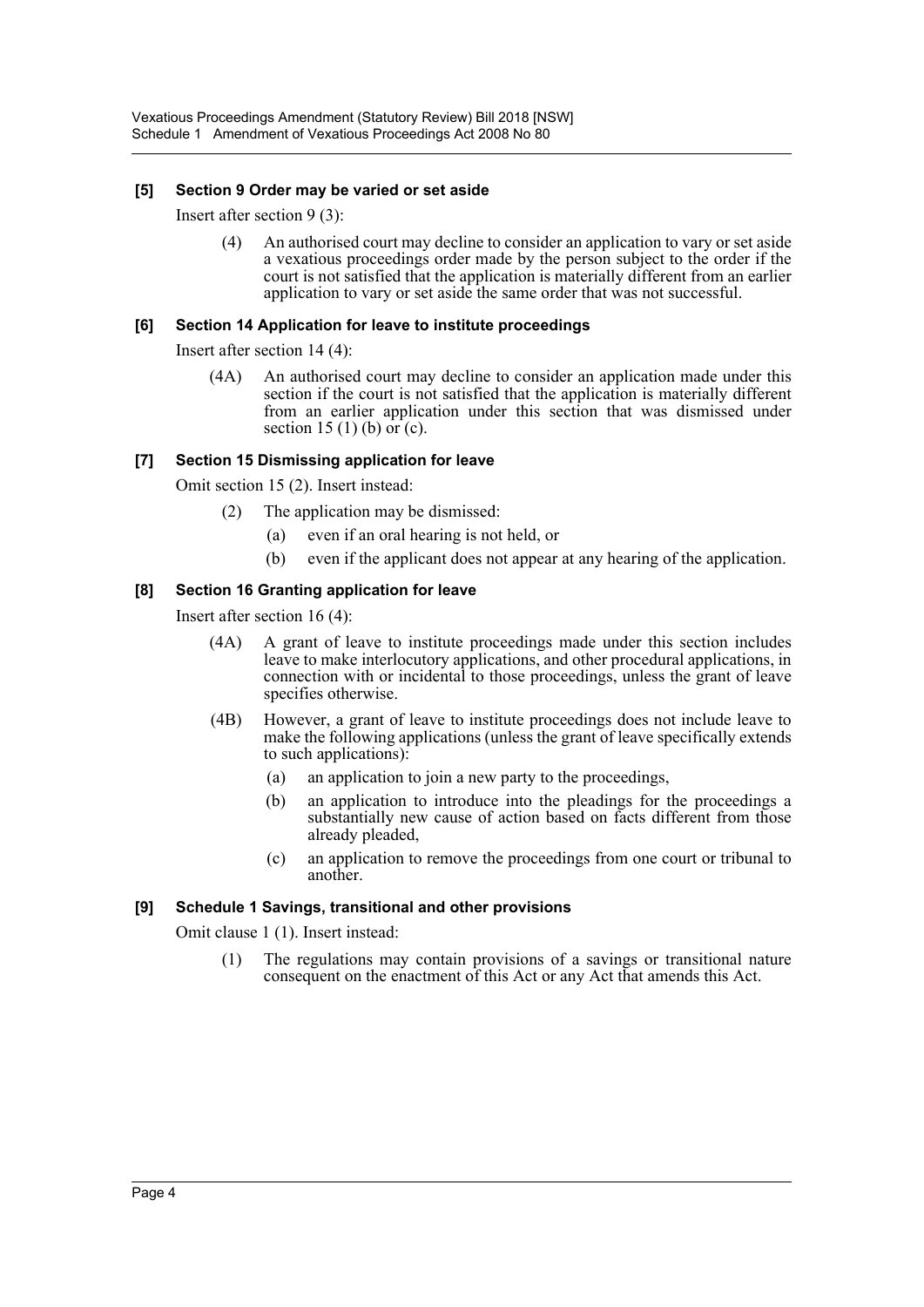#### [5] Section 9 Order may be varied or set aside

Insert after section 9 (3):

(4) An authorised court may decline to consider an application to vary or set aside a vexatious proceedings order made by the person subject to the order if the court is not satisfied that the application is materially different from an earlier application to vary or set aside the same order that was not successful.

#### [6] Section 14 Application for leave to institute proceedings

Insert after section 14 (4):

(4A) An authorised court may decline to consider an application made under this section if the court is not satisfied that the application is materially different from an earlier application under this section that was dismissed under section 15 (1) (b) or (c).

#### [7] Section 15 Dismissing application for leave

Omit section 15 (2). Insert instead:

(2) The application may be dismissed:

(a) even if an oral hearing is not held, or

(b) even if the applicant does not appear at any hearing of the application.

#### [8] Section 16 Granting application for leave

Insert after section 16 (4):

(4A) A grant of leave to institute proceedings made under this section includes leave to make interlocutory applications, and other procedural applications, in connection with or incidental to those proceedings, unless the grant of leave specifies otherwise.

(4B) However, a grant of leave to institute proceedings does not include leave to make the following applications (unless the grant of leave specifically extends to such applications):

(a) an application to join a new party to the proceedings,

(b) an application to introduce into the pleadings for the proceedings a substantially new cause of action based on facts different from those already pleaded,

(c) an application to remove the proceedings from one court or tribunal to another.

#### [9] Schedule 1 Savings, transitional and other provisions

Omit clause 1 (1). Insert instead:

(1) The regulations may contain provisions of a savings or transitional nature consequent on the enactment of this Act or any Act that amends this Act.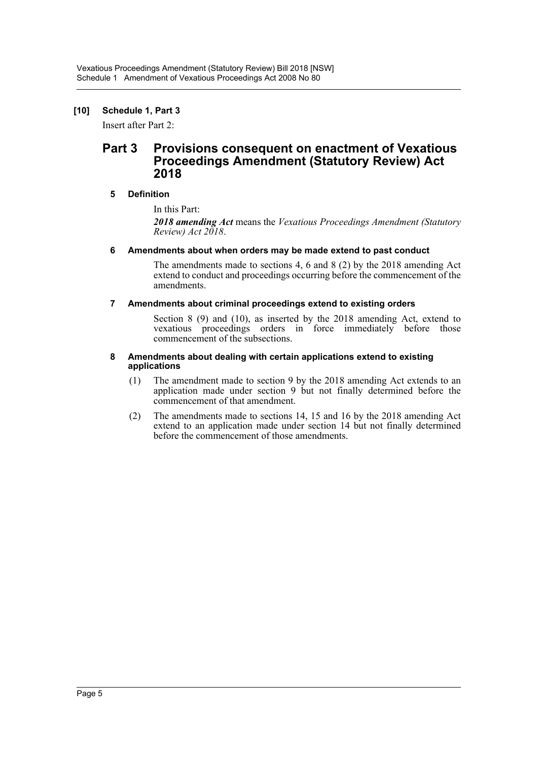**[10] Schedule 1, Part 3**

Insert after Part 2:

## Part 3 Provisions consequent on enactment of Vexatious Proceedings Amendment (Statutory Review) Act 2018

### 5 Definition

In this Part:

***2018 amending Act*** means the *Vexatious Proceedings Amendment (Statutory Review) Act 2018*.

### 6 Amendments about when orders may be made extend to past conduct

The amendments made to sections 4, 6 and 8 (2) by the 2018 amending Act extend to conduct and proceedings occurring before the commencement of the amendments.

### 7 Amendments about criminal proceedings extend to existing orders

Section 8 (9) and (10), as inserted by the 2018 amending Act, extend to vexatious proceedings orders in force immediately before those commencement of the subsections.

### 8 Amendments about dealing with certain applications extend to existing applications

(1) The amendment made to section 9 by the 2018 amending Act extends to an application made under section 9 but not finally determined before the commencement of that amendment.

(2) The amendments made to sections 14, 15 and 16 by the 2018 amending Act extend to an application made under section 14 but not finally determined before the commencement of those amendments.